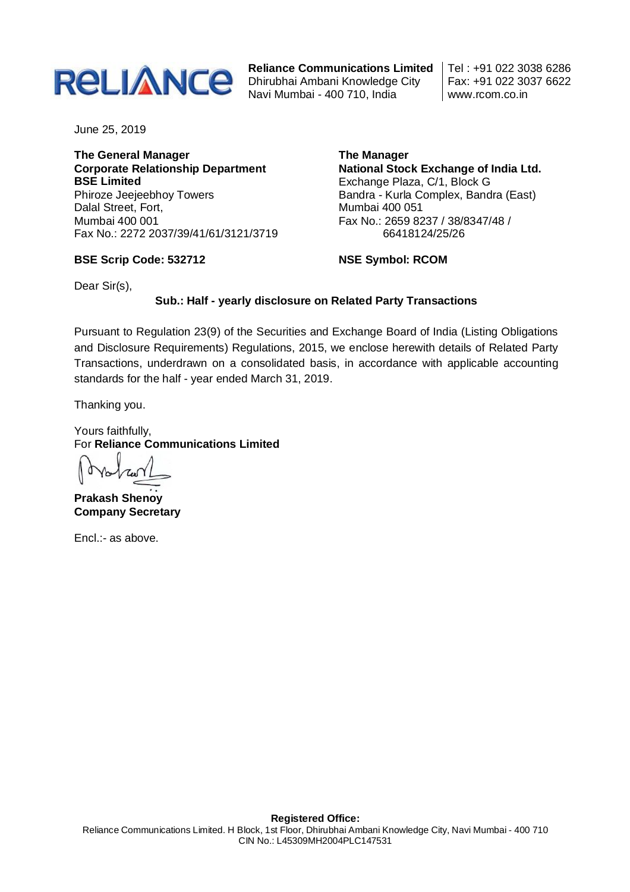**Reliance Communications Limited**
Dhirubhai Ambani Knowledge City
Navi Mumbai - 400 710, India

Tel : +91 022 3038 6286
Fax: +91 022 3037 6622
www.rcom.co.in

June 25, 2019

**The General Manager**
**Corporate Relationship Department**
**BSE Limited**
Phiroze Jeejeebhoy Towers
Dalal Street, Fort,
Mumbai 400 001
Fax No.: 2272 2037/39/41/61/3121/3719

**BSE Scrip Code: 532712**

**The Manager**
**National Stock Exchange of India Ltd.**
Exchange Plaza, C/1, Block G
Bandra - Kurla Complex, Bandra (East)
Mumbai 400 051
Fax No.: 2659 8237 / 38/8347/48 / 66418124/25/26

**NSE Symbol: RCOM**

Dear Sir(s),

**Sub.: Half - yearly disclosure on Related Party Transactions**

Pursuant to Regulation 23(9) of the Securities and Exchange Board of India (Listing Obligations and Disclosure Requirements) Regulations, 2015, we enclose herewith details of Related Party Transactions, underdrawn on a consolidated basis, in accordance with applicable accounting standards for the half - year ended March 31, 2019.

Thanking you.

Yours faithfully,
For **Reliance Communications Limited**

**Prakash Shenoy**
**Company Secretary**

Encl.:- as above.

**Registered Office:**
Reliance Communications Limited. H Block, 1st Floor, Dhirubhai Ambani Knowledge City, Navi Mumbai - 400 710
CIN No.: L45309MH2004PLC147531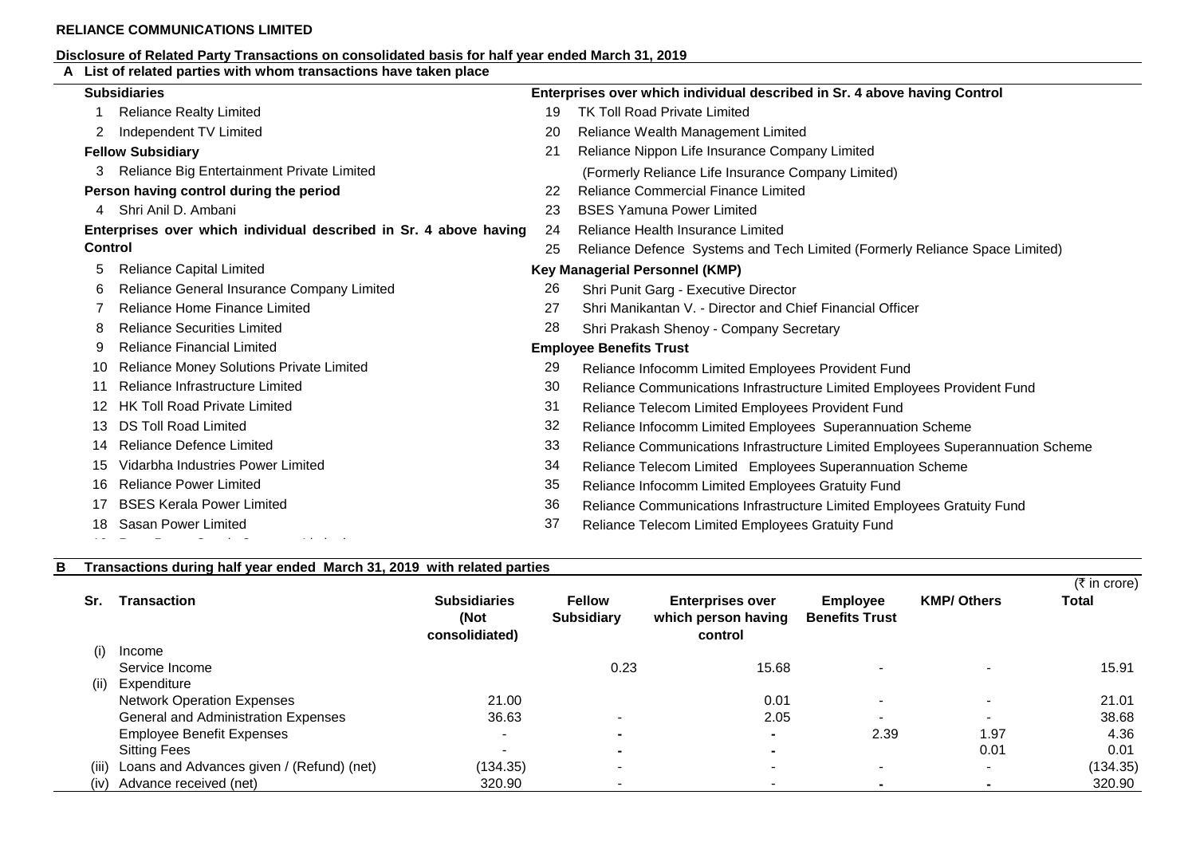**RELIANCE COMMUNICATIONS LIMITED**

**Disclosure of Related Party Transactions on consolidated basis for half year ended March 31, 2019**

**A List of related parties with whom transactions have taken place**

**Subsidiaries**

1 Reliance Realty Limited
2 Independent TV Limited

**Fellow Subsidiary**

3 Reliance Big Entertainment Private Limited

**Person having control during the period**

4 Shri Anil D. Ambani

**Enterprises over which individual described in Sr. 4 above having Control**

5 Reliance Capital Limited
6 Reliance General Insurance Company Limited
7 Reliance Home Finance Limited
8 Reliance Securities Limited
9 Reliance Financial Limited
10 Reliance Money Solutions Private Limited
11 Reliance Infrastructure Limited
12 HK Toll Road Private Limited
13 DS Toll Road Limited
14 Reliance Defence Limited
15 Vidarbha Industries Power Limited
16 Reliance Power Limited
17 BSES Kerala Power Limited
18 Sasan Power Limited

**Enterprises over which individual described in Sr. 4 above having Control**

19 TK Toll Road Private Limited
20 Reliance Wealth Management Limited
21 Reliance Nippon Life Insurance Company Limited (Formerly Reliance Life Insurance Company Limited)
22 Reliance Commercial Finance Limited
23 BSES Yamuna Power Limited
24 Reliance Health Insurance Limited
25 Reliance Defence Systems and Tech Limited (Formerly Reliance Space Limited)

**Key Managerial Personnel (KMP)**

26 Shri Punit Garg - Executive Director
27 Shri Manikantan V. - Director and Chief Financial Officer
28 Shri Prakash Shenoy - Company Secretary

**Employee Benefits Trust**

29 Reliance Infocomm Limited Employees Provident Fund
30 Reliance Communications Infrastructure Limited Employees Provident Fund
31 Reliance Telecom Limited Employees Provident Fund
32 Reliance Infocomm Limited Employees Superannuation Scheme
33 Reliance Communications Infrastructure Limited Employees Superannuation Scheme
34 Reliance Telecom Limited Employees Superannuation Scheme
35 Reliance Infocomm Limited Employees Gratuity Fund
36 Reliance Communications Infrastructure Limited Employees Gratuity Fund
37 Reliance Telecom Limited Employees Gratuity Fund

**B Transactions during half year ended March 31, 2019 with related parties**

(₹ in crore)

| Sr. | Transaction | Subsidiaries (Not consolidated) | Fellow Subsidiary | Enterprises over which person having control | Employee Benefits Trust | KMP/ Others | Total |
|---|---|---|---|---|---|---|---|
| (i) | Income | | | | | | |
| | Service Income | | 0.23 | 15.68 | - | - | 15.91 |
| (ii) | Expenditure | | | | | | |
| | Network Operation Expenses | 21.00 | | 0.01 | - | - | 21.01 |
| | General and Administration Expenses | 36.63 | - | 2.05 | - | - | 38.68 |
| | Employee Benefit Expenses | - | - | - | 2.39 | 1.97 | 4.36 |
| | Sitting Fees | - | - | - | | 0.01 | 0.01 |
| (iii) | Loans and Advances given / (Refund) (net) | (134.35) | - | - | - | - | (134.35) |
| (iv) | Advance received (net) | 320.90 | - | - | - | - | 320.90 |